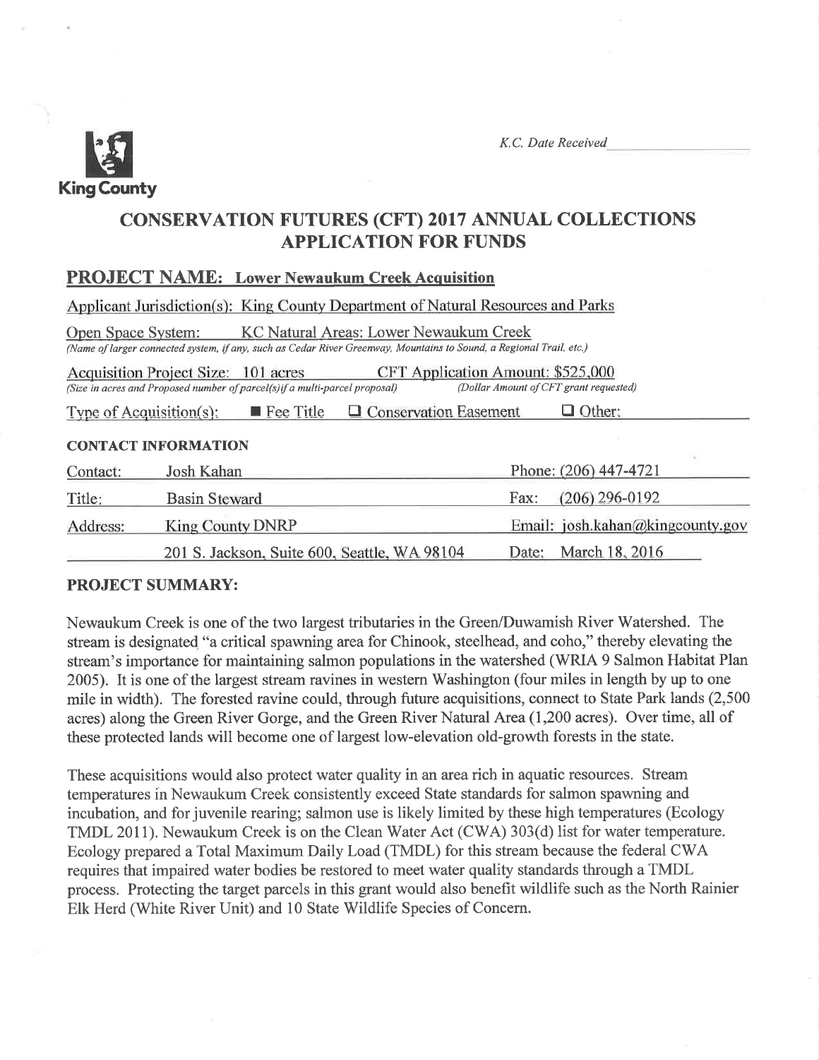King County

*K.C. Date Received* \_\_\_\_\_\_\_\_\_\_\_\_\_\_\_\_

# CONSERVATION FUTURES (CFT) 2017 ANNUAL COLLECTIONS APPLICATION FOR FUNDS

## PROJECT NAME: Lower Newaukum Creek Acquisition

Applicant Jurisdiction(s): King County Department of Natural Resources and Parks

Open Space System: KC Natural Areas: Lower Newaukum Creek
*(Name of larger connected system, if any, such as Cedar River Greenway, Mountains to Sound, a Regional Trail, etc.)*

Acquisition Project Size: 101 acres
*(Size in acres and Proposed number of parcel(s) if a multi-parcel proposal)*

CFT Application Amount: $525,000
*(Dollar Amount of CFT grant requested)*

Type of Acquisition(s): ■ Fee Title ☐ Conservation Easement ☐ Other:

### CONTACT INFORMATION

| | | | |
|---|---|---|---|
| Contact: | Josh Kahan | Phone: | (206) 447-4721 |
| Title: | Basin Steward | Fax: | (206) 296-0192 |
| Address: | King County DNRP | Email: | josh.kahan@kingcounty.gov |
| | 201 S. Jackson, Suite 600, Seattle, WA 98104 | Date: | March 18, 2016 |

### PROJECT SUMMARY:

Newaukum Creek is one of the two largest tributaries in the Green/Duwamish River Watershed. The stream is designated "a critical spawning area for Chinook, steelhead, and coho," thereby elevating the stream's importance for maintaining salmon populations in the watershed (WRIA 9 Salmon Habitat Plan 2005). It is one of the largest stream ravines in western Washington (four miles in length by up to one mile in width). The forested ravine could, through future acquisitions, connect to State Park lands (2,500 acres) along the Green River Gorge, and the Green River Natural Area (1,200 acres). Over time, all of these protected lands will become one of largest low-elevation old-growth forests in the state.

These acquisitions would also protect water quality in an area rich in aquatic resources. Stream temperatures in Newaukum Creek consistently exceed State standards for salmon spawning and incubation, and for juvenile rearing; salmon use is likely limited by these high temperatures (Ecology TMDL 2011). Newaukum Creek is on the Clean Water Act (CWA) 303(d) list for water temperature. Ecology prepared a Total Maximum Daily Load (TMDL) for this stream because the federal CWA requires that impaired water bodies be restored to meet water quality standards through a TMDL process. Protecting the target parcels in this grant would also benefit wildlife such as the North Rainier Elk Herd (White River Unit) and 10 State Wildlife Species of Concern.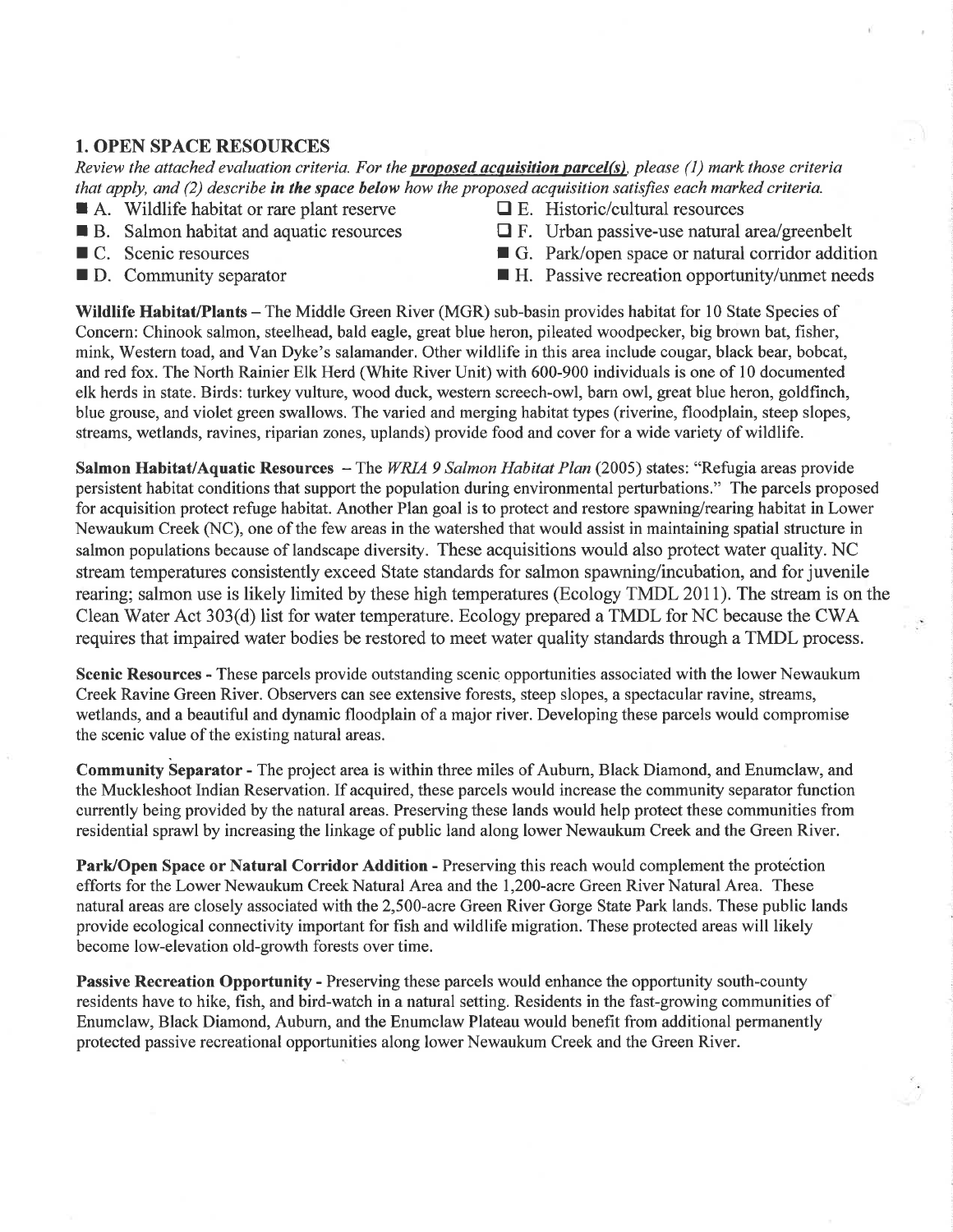## 1. OPEN SPACE RESOURCES

*Review the attached evaluation criteria. For the* ***proposed acquisition parcel(s)****, please (1) mark those criteria that apply, and (2) describe* ***in the space below*** *how the proposed acquisition satisfies each marked criteria.*

- ■ A. Wildlife habitat or rare plant reserve
- ■ B. Salmon habitat and aquatic resources
- ■ C. Scenic resources
- ■ D. Community separator
- ☐ E. Historic/cultural resources
- ☐ F. Urban passive-use natural area/greenbelt
- ■ G. Park/open space or natural corridor addition
- ■ H. Passive recreation opportunity/unmet needs

**Wildlife Habitat/Plants** – The Middle Green River (MGR) sub-basin provides habitat for 10 State Species of Concern: Chinook salmon, steelhead, bald eagle, great blue heron, pileated woodpecker, big brown bat, fisher, mink, Western toad, and Van Dyke's salamander. Other wildlife in this area include cougar, black bear, bobcat, and red fox. The North Rainier Elk Herd (White River Unit) with 600-900 individuals is one of 10 documented elk herds in state. Birds: turkey vulture, wood duck, western screech-owl, barn owl, great blue heron, goldfinch, blue grouse, and violet green swallows. The varied and merging habitat types (riverine, floodplain, steep slopes, streams, wetlands, ravines, riparian zones, uplands) provide food and cover for a wide variety of wildlife.

**Salmon Habitat/Aquatic Resources** – The *WRIA 9 Salmon Habitat Plan* (2005) states: "Refugia areas provide persistent habitat conditions that support the population during environmental perturbations." The parcels proposed for acquisition protect refuge habitat. Another Plan goal is to protect and restore spawning/rearing habitat in Lower Newaukum Creek (NC), one of the few areas in the watershed that would assist in maintaining spatial structure in salmon populations because of landscape diversity. These acquisitions would also protect water quality. NC stream temperatures consistently exceed State standards for salmon spawning/incubation, and for juvenile rearing; salmon use is likely limited by these high temperatures (Ecology TMDL 2011). The stream is on the Clean Water Act 303(d) list for water temperature. Ecology prepared a TMDL for NC because the CWA requires that impaired water bodies be restored to meet water quality standards through a TMDL process.

**Scenic Resources** - These parcels provide outstanding scenic opportunities associated with the lower Newaukum Creek Ravine Green River. Observers can see extensive forests, steep slopes, a spectacular ravine, streams, wetlands, and a beautiful and dynamic floodplain of a major river. Developing these parcels would compromise the scenic value of the existing natural areas.

**Community Separator** - The project area is within three miles of Auburn, Black Diamond, and Enumclaw, and the Muckleshoot Indian Reservation. If acquired, these parcels would increase the community separator function currently being provided by the natural areas. Preserving these lands would help protect these communities from residential sprawl by increasing the linkage of public land along lower Newaukum Creek and the Green River.

**Park/Open Space or Natural Corridor Addition** - Preserving this reach would complement the protection efforts for the Lower Newaukum Creek Natural Area and the 1,200-acre Green River Natural Area. These natural areas are closely associated with the 2,500-acre Green River Gorge State Park lands. These public lands provide ecological connectivity important for fish and wildlife migration. These protected areas will likely become low-elevation old-growth forests over time.

**Passive Recreation Opportunity** - Preserving these parcels would enhance the opportunity south-county residents have to hike, fish, and bird-watch in a natural setting. Residents in the fast-growing communities of Enumclaw, Black Diamond, Auburn, and the Enumclaw Plateau would benefit from additional permanently protected passive recreational opportunities along lower Newaukum Creek and the Green River.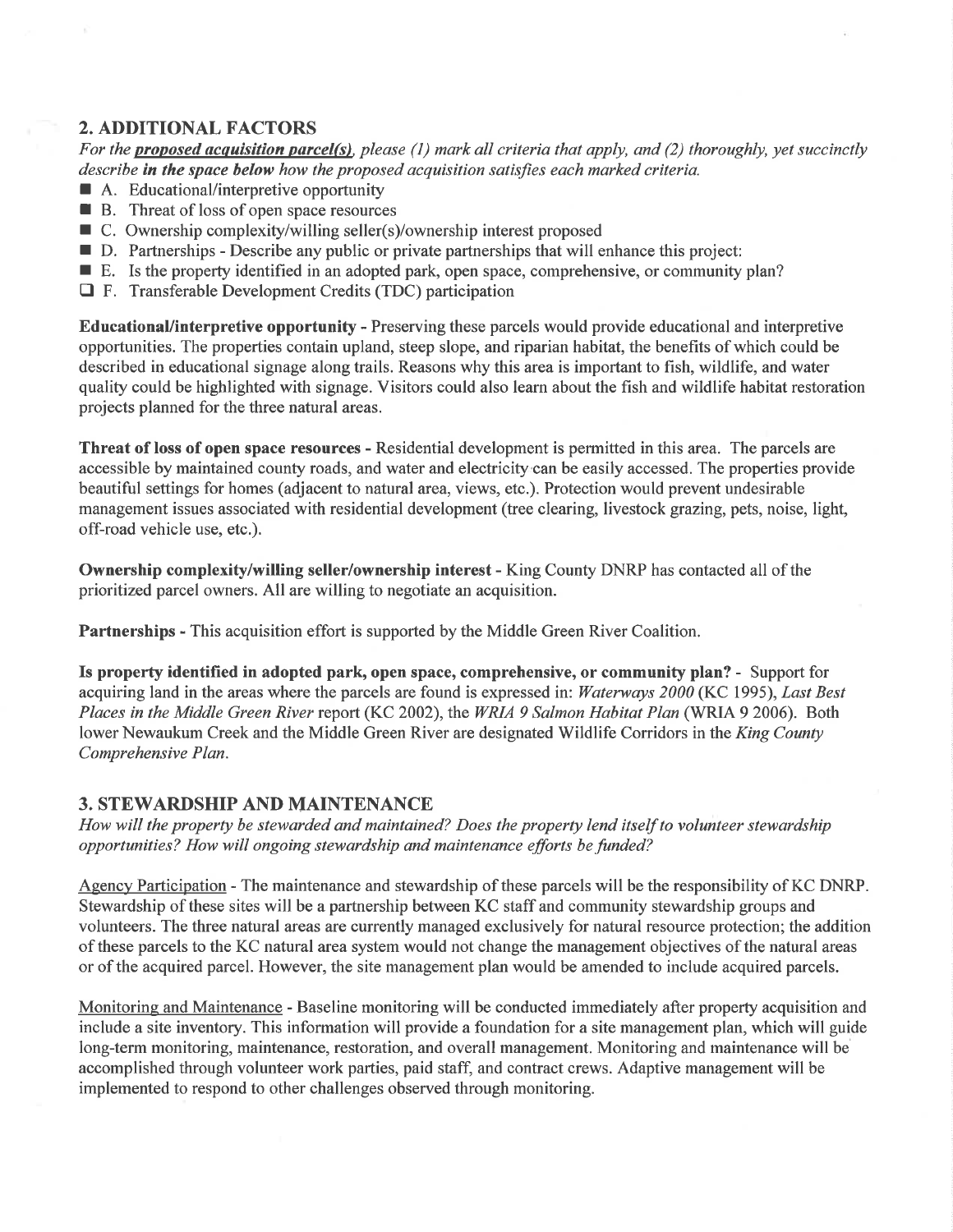## 2. ADDITIONAL FACTORS

*For the **proposed acquisition parcel(s)**, please (1) mark all criteria that apply, and (2) thoroughly, yet succinctly describe **in the space below** how the proposed acquisition satisfies each marked criteria.*

- ■ A. Educational/interpretive opportunity
- ■ B. Threat of loss of open space resources
- ■ C. Ownership complexity/willing seller(s)/ownership interest proposed
- ■ D. Partnerships - Describe any public or private partnerships that will enhance this project:
- ■ E. Is the property identified in an adopted park, open space, comprehensive, or community plan?
- ☐ F. Transferable Development Credits (TDC) participation

**Educational/interpretive opportunity** - Preserving these parcels would provide educational and interpretive opportunities. The properties contain upland, steep slope, and riparian habitat, the benefits of which could be described in educational signage along trails. Reasons why this area is important to fish, wildlife, and water quality could be highlighted with signage. Visitors could also learn about the fish and wildlife habitat restoration projects planned for the three natural areas.

**Threat of loss of open space resources** - Residential development is permitted in this area. The parcels are accessible by maintained county roads, and water and electricity can be easily accessed. The properties provide beautiful settings for homes (adjacent to natural area, views, etc.). Protection would prevent undesirable management issues associated with residential development (tree clearing, livestock grazing, pets, noise, light, off-road vehicle use, etc.).

**Ownership complexity/willing seller/ownership interest** - King County DNRP has contacted all of the prioritized parcel owners. All are willing to negotiate an acquisition.

**Partnerships** - This acquisition effort is supported by the Middle Green River Coalition.

**Is property identified in adopted park, open space, comprehensive, or community plan?** - Support for acquiring land in the areas where the parcels are found is expressed in: *Waterways 2000* (KC 1995), *Last Best Places in the Middle Green River* report (KC 2002), the *WRIA 9 Salmon Habitat Plan* (WRIA 9 2006). Both lower Newaukum Creek and the Middle Green River are designated Wildlife Corridors in the *King County Comprehensive Plan*.

## 3. STEWARDSHIP AND MAINTENANCE

*How will the property be stewarded and maintained? Does the property lend itself to volunteer stewardship opportunities? How will ongoing stewardship and maintenance efforts be funded?*

Agency Participation - The maintenance and stewardship of these parcels will be the responsibility of KC DNRP. Stewardship of these sites will be a partnership between KC staff and community stewardship groups and volunteers. The three natural areas are currently managed exclusively for natural resource protection; the addition of these parcels to the KC natural area system would not change the management objectives of the natural areas or of the acquired parcel. However, the site management plan would be amended to include acquired parcels.

Monitoring and Maintenance - Baseline monitoring will be conducted immediately after property acquisition and include a site inventory. This information will provide a foundation for a site management plan, which will guide long-term monitoring, maintenance, restoration, and overall management. Monitoring and maintenance will be accomplished through volunteer work parties, paid staff, and contract crews. Adaptive management will be implemented to respond to other challenges observed through monitoring.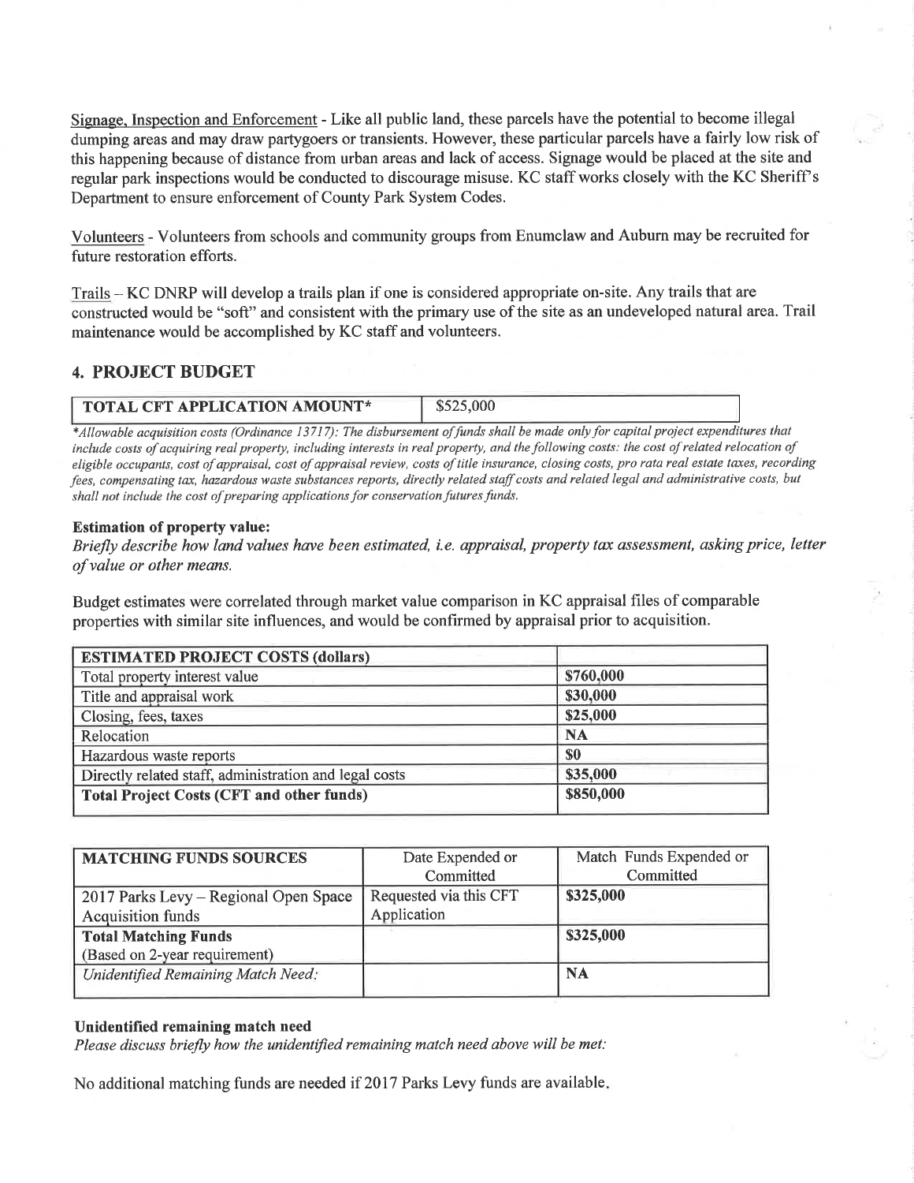Signage, Inspection and Enforcement - Like all public land, these parcels have the potential to become illegal dumping areas and may draw partygoers or transients. However, these particular parcels have a fairly low risk of this happening because of distance from urban areas and lack of access. Signage would be placed at the site and regular park inspections would be conducted to discourage misuse. KC staff works closely with the KC Sheriff's Department to ensure enforcement of County Park System Codes.

Volunteers - Volunteers from schools and community groups from Enumclaw and Auburn may be recruited for future restoration efforts.

Trails – KC DNRP will develop a trails plan if one is considered appropriate on-site. Any trails that are constructed would be "soft" and consistent with the primary use of the site as an undeveloped natural area. Trail maintenance would be accomplished by KC staff and volunteers.

## 4. PROJECT BUDGET

| TOTAL CFT APPLICATION AMOUNT* | $525,000 |
|---|---|

*\*Allowable acquisition costs (Ordinance 13717): The disbursement of funds shall be made only for capital project expenditures that include costs of acquiring real property, including interests in real property, and the following costs: the cost of related relocation of eligible occupants, cost of appraisal, cost of appraisal review, costs of title insurance, closing costs, pro rata real estate taxes, recording fees, compensating tax, hazardous waste substances reports, directly related staff costs and related legal and administrative costs, but shall not include the cost of preparing applications for conservation futures funds.*

**Estimation of property value:**

*Briefly describe how land values have been estimated, i.e. appraisal, property tax assessment, asking price, letter of value or other means.*

Budget estimates were correlated through market value comparison in KC appraisal files of comparable properties with similar site influences, and would be confirmed by appraisal prior to acquisition.

| ESTIMATED PROJECT COSTS (dollars) | |
|---|---|
| Total property interest value | **$760,000** |
| Title and appraisal work | **$30,000** |
| Closing, fees, taxes | **$25,000** |
| Relocation | **NA** |
| Hazardous waste reports | **$0** |
| Directly related staff, administration and legal costs | **$35,000** |
| **Total Project Costs (CFT and other funds)** | **$850,000** |

| MATCHING FUNDS SOURCES | Date Expended or Committed | Match Funds Expended or Committed |
|---|---|---|
| 2017 Parks Levy – Regional Open Space Acquisition funds | Requested via this CFT Application | **$325,000** |
| **Total Matching Funds** (Based on 2-year requirement) | | **$325,000** |
| *Unidentified Remaining Match Need:* | | **NA** |

**Unidentified remaining match need**

*Please discuss briefly how the unidentified remaining match need above will be met:*

No additional matching funds are needed if 2017 Parks Levy funds are available.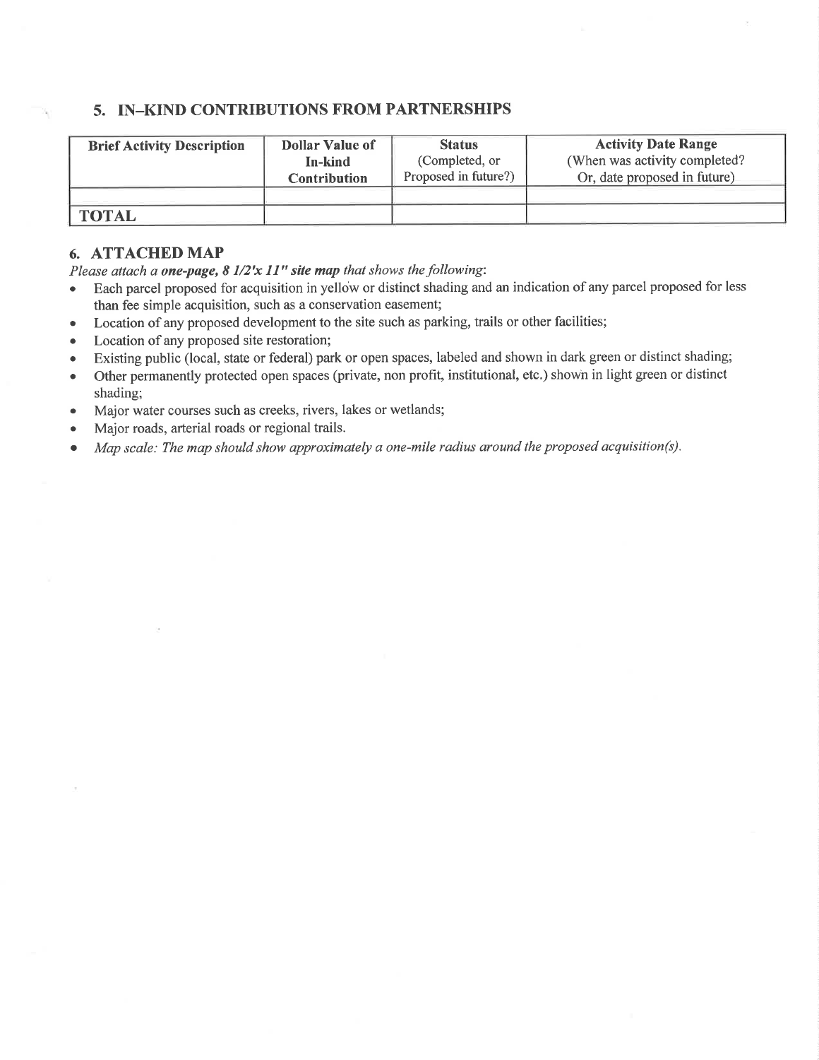## 5. IN–KIND CONTRIBUTIONS FROM PARTNERSHIPS

| Brief Activity Description | Dollar Value of In-kind Contribution | Status (Completed, or Proposed in future?) | Activity Date Range (When was activity completed? Or, date proposed in future) |
|---|---|---|---|
| | | | |
| **TOTAL** | | | |

## 6. ATTACHED MAP

*Please attach a **one-page, 8 1/2'x 11" site map** that shows the following*:

- Each parcel proposed for acquisition in yellow or distinct shading and an indication of any parcel proposed for less than fee simple acquisition, such as a conservation easement;
- Location of any proposed development to the site such as parking, trails or other facilities;
- Location of any proposed site restoration;
- Existing public (local, state or federal) park or open spaces, labeled and shown in dark green or distinct shading;
- Other permanently protected open spaces (private, non profit, institutional, etc.) shown in light green or distinct shading;
- Major water courses such as creeks, rivers, lakes or wetlands;
- Major roads, arterial roads or regional trails.
- *Map scale: The map should show approximately a one-mile radius around the proposed acquisition(s).*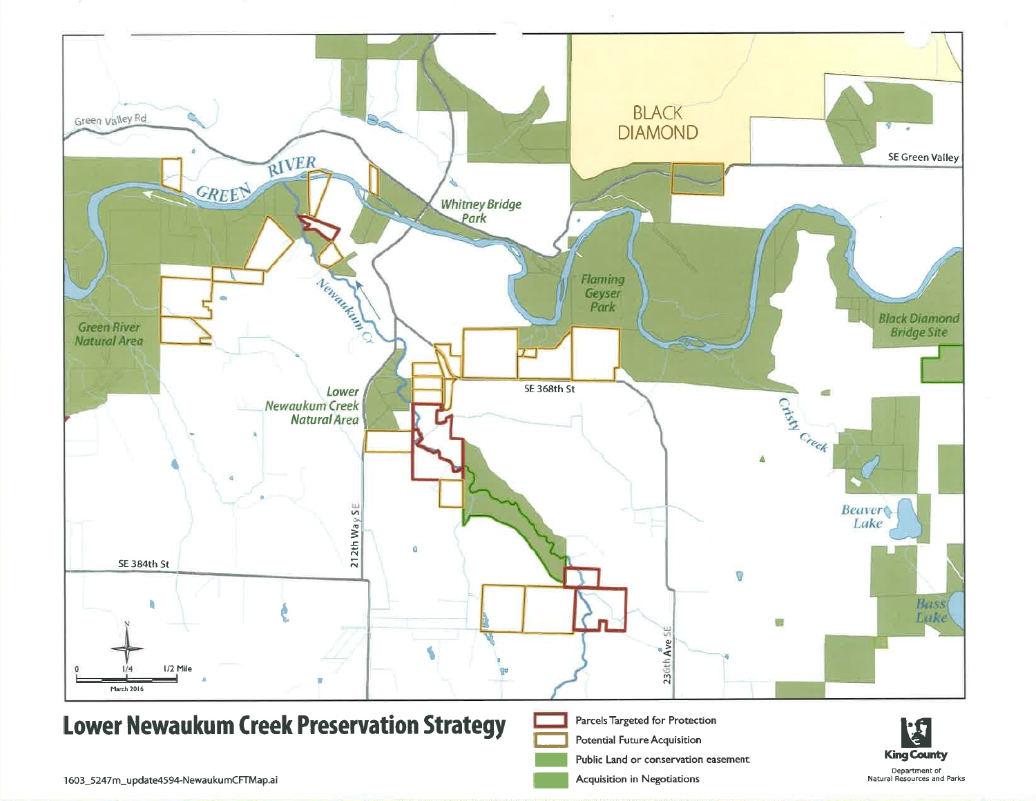Green Valley Rd

GREEN RIVER

Whitney Bridge Park

BLACK DIAMOND

SE Green Valley

Flaming Geyser Park

Black Diamond Bridge Site

Green River Natural Area

Newaukum Cr

Lower Newaukum Creek Natural Area

SE 368th St

Cristy Creek

Beaver Lake

Bass Lake

212th Way SE

SE 384th St

236th Ave SE

N

0 1/4 1/2 Mile

March 2016

# Lower Newaukum Creek Preservation Strategy

Parcels Targeted for Protection

Potential Future Acquisition

Public Land or conservation easement

Acquisition in Negotiations

1603_5247m_update4594-NewaukumCFTMap.ai

King County

Department of Natural Resources and Parks